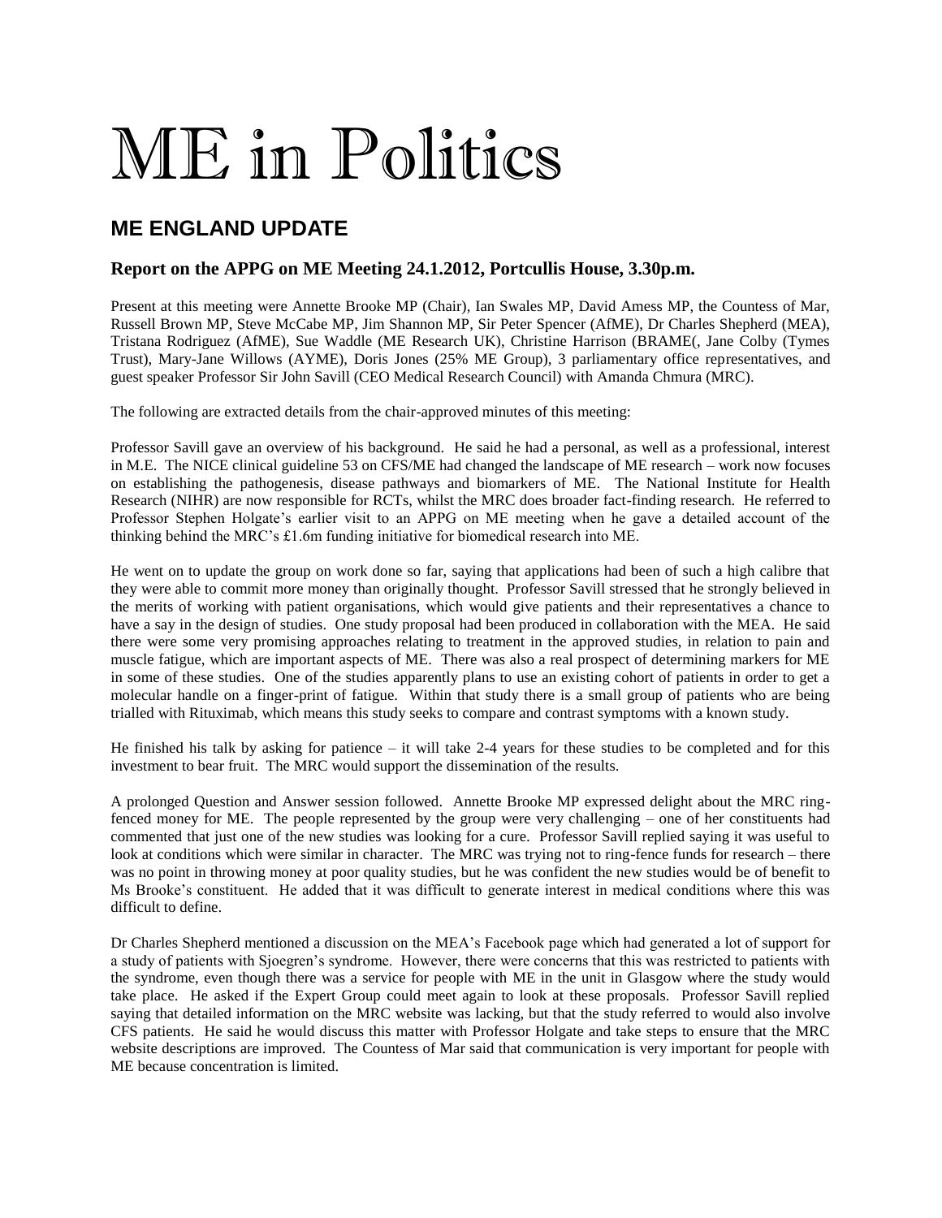# ME in Politics

## ME ENGLAND UPDATE

### Report on the APPG on ME Meeting 24.1.2012, Portcullis House, 3.30p.m.

Present at this meeting were Annette Brooke MP (Chair), Ian Swales MP, David Amess MP, the Countess of Mar, Russell Brown MP, Steve McCabe MP, Jim Shannon MP, Sir Peter Spencer (AfME), Dr Charles Shepherd (MEA), Tristana Rodriguez (AfME), Sue Waddle (ME Research UK), Christine Harrison (BRAME(, Jane Colby (Tymes Trust), Mary-Jane Willows (AYME), Doris Jones (25% ME Group), 3 parliamentary office representatives, and guest speaker Professor Sir John Savill (CEO Medical Research Council) with Amanda Chmura (MRC).

The following are extracted details from the chair-approved minutes of this meeting:

Professor Savill gave an overview of his background. He said he had a personal, as well as a professional, interest in M.E. The NICE clinical guideline 53 on CFS/ME had changed the landscape of ME research – work now focuses on establishing the pathogenesis, disease pathways and biomarkers of ME. The National Institute for Health Research (NIHR) are now responsible for RCTs, whilst the MRC does broader fact-finding research. He referred to Professor Stephen Holgate's earlier visit to an APPG on ME meeting when he gave a detailed account of the thinking behind the MRC's £1.6m funding initiative for biomedical research into ME.

He went on to update the group on work done so far, saying that applications had been of such a high calibre that they were able to commit more money than originally thought. Professor Savill stressed that he strongly believed in the merits of working with patient organisations, which would give patients and their representatives a chance to have a say in the design of studies. One study proposal had been produced in collaboration with the MEA. He said there were some very promising approaches relating to treatment in the approved studies, in relation to pain and muscle fatigue, which are important aspects of ME. There was also a real prospect of determining markers for ME in some of these studies. One of the studies apparently plans to use an existing cohort of patients in order to get a molecular handle on a finger-print of fatigue. Within that study there is a small group of patients who are being trialled with Rituximab, which means this study seeks to compare and contrast symptoms with a known study.

He finished his talk by asking for patience – it will take 2-4 years for these studies to be completed and for this investment to bear fruit. The MRC would support the dissemination of the results.

A prolonged Question and Answer session followed. Annette Brooke MP expressed delight about the MRC ring-fenced money for ME. The people represented by the group were very challenging – one of her constituents had commented that just one of the new studies was looking for a cure. Professor Savill replied saying it was useful to look at conditions which were similar in character. The MRC was trying not to ring-fence funds for research – there was no point in throwing money at poor quality studies, but he was confident the new studies would be of benefit to Ms Brooke's constituent. He added that it was difficult to generate interest in medical conditions where this was difficult to define.

Dr Charles Shepherd mentioned a discussion on the MEA's Facebook page which had generated a lot of support for a study of patients with Sjoegren's syndrome. However, there were concerns that this was restricted to patients with the syndrome, even though there was a service for people with ME in the unit in Glasgow where the study would take place. He asked if the Expert Group could meet again to look at these proposals. Professor Savill replied saying that detailed information on the MRC website was lacking, but that the study referred to would also involve CFS patients. He said he would discuss this matter with Professor Holgate and take steps to ensure that the MRC website descriptions are improved. The Countess of Mar said that communication is very important for people with ME because concentration is limited.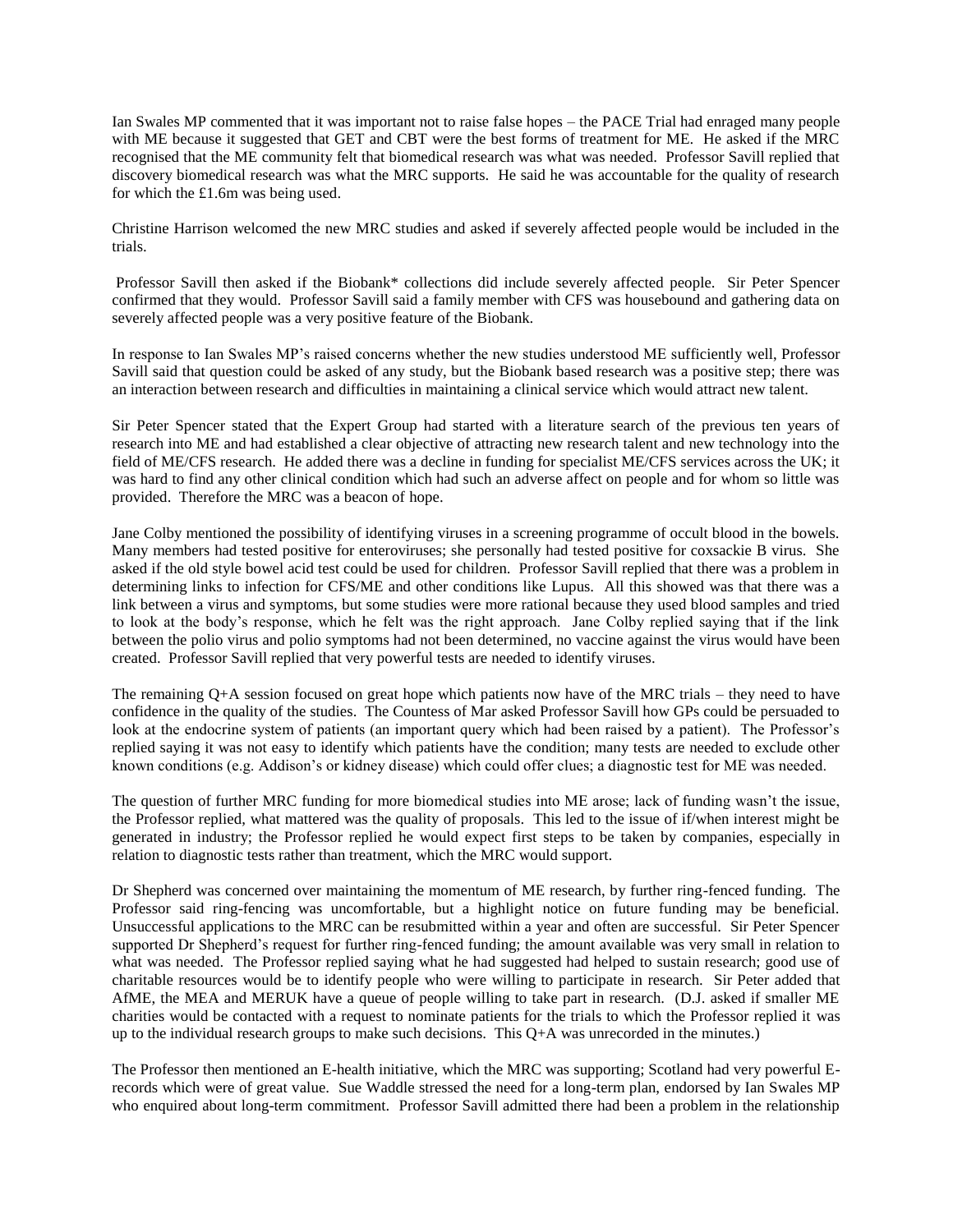Ian Swales MP commented that it was important not to raise false hopes – the PACE Trial had enraged many people with ME because it suggested that GET and CBT were the best forms of treatment for ME. He asked if the MRC recognised that the ME community felt that biomedical research was what was needed. Professor Savill replied that discovery biomedical research was what the MRC supports. He said he was accountable for the quality of research for which the £1.6m was being used.

Christine Harrison welcomed the new MRC studies and asked if severely affected people would be included in the trials.

Professor Savill then asked if the Biobank* collections did include severely affected people. Sir Peter Spencer confirmed that they would. Professor Savill said a family member with CFS was housebound and gathering data on severely affected people was a very positive feature of the Biobank.

In response to Ian Swales MP's raised concerns whether the new studies understood ME sufficiently well, Professor Savill said that question could be asked of any study, but the Biobank based research was a positive step; there was an interaction between research and difficulties in maintaining a clinical service which would attract new talent.

Sir Peter Spencer stated that the Expert Group had started with a literature search of the previous ten years of research into ME and had established a clear objective of attracting new research talent and new technology into the field of ME/CFS research. He added there was a decline in funding for specialist ME/CFS services across the UK; it was hard to find any other clinical condition which had such an adverse affect on people and for whom so little was provided. Therefore the MRC was a beacon of hope.

Jane Colby mentioned the possibility of identifying viruses in a screening programme of occult blood in the bowels. Many members had tested positive for enteroviruses; she personally had tested positive for coxsackie B virus. She asked if the old style bowel acid test could be used for children. Professor Savill replied that there was a problem in determining links to infection for CFS/ME and other conditions like Lupus. All this showed was that there was a link between a virus and symptoms, but some studies were more rational because they used blood samples and tried to look at the body's response, which he felt was the right approach. Jane Colby replied saying that if the link between the polio virus and polio symptoms had not been determined, no vaccine against the virus would have been created. Professor Savill replied that very powerful tests are needed to identify viruses.

The remaining Q+A session focused on great hope which patients now have of the MRC trials – they need to have confidence in the quality of the studies. The Countess of Mar asked Professor Savill how GPs could be persuaded to look at the endocrine system of patients (an important query which had been raised by a patient). The Professor's replied saying it was not easy to identify which patients have the condition; many tests are needed to exclude other known conditions (e.g. Addison's or kidney disease) which could offer clues; a diagnostic test for ME was needed.

The question of further MRC funding for more biomedical studies into ME arose; lack of funding wasn't the issue, the Professor replied, what mattered was the quality of proposals. This led to the issue of if/when interest might be generated in industry; the Professor replied he would expect first steps to be taken by companies, especially in relation to diagnostic tests rather than treatment, which the MRC would support.

Dr Shepherd was concerned over maintaining the momentum of ME research, by further ring-fenced funding. The Professor said ring-fencing was uncomfortable, but a highlight notice on future funding may be beneficial. Unsuccessful applications to the MRC can be resubmitted within a year and often are successful. Sir Peter Spencer supported Dr Shepherd's request for further ring-fenced funding; the amount available was very small in relation to what was needed. The Professor replied saying what he had suggested had helped to sustain research; good use of charitable resources would be to identify people who were willing to participate in research. Sir Peter added that AfME, the MEA and MERUK have a queue of people willing to take part in research. (D.J. asked if smaller ME charities would be contacted with a request to nominate patients for the trials to which the Professor replied it was up to the individual research groups to make such decisions. This Q+A was unrecorded in the minutes.)

The Professor then mentioned an E-health initiative, which the MRC was supporting; Scotland had very powerful E-records which were of great value. Sue Waddle stressed the need for a long-term plan, endorsed by Ian Swales MP who enquired about long-term commitment. Professor Savill admitted there had been a problem in the relationship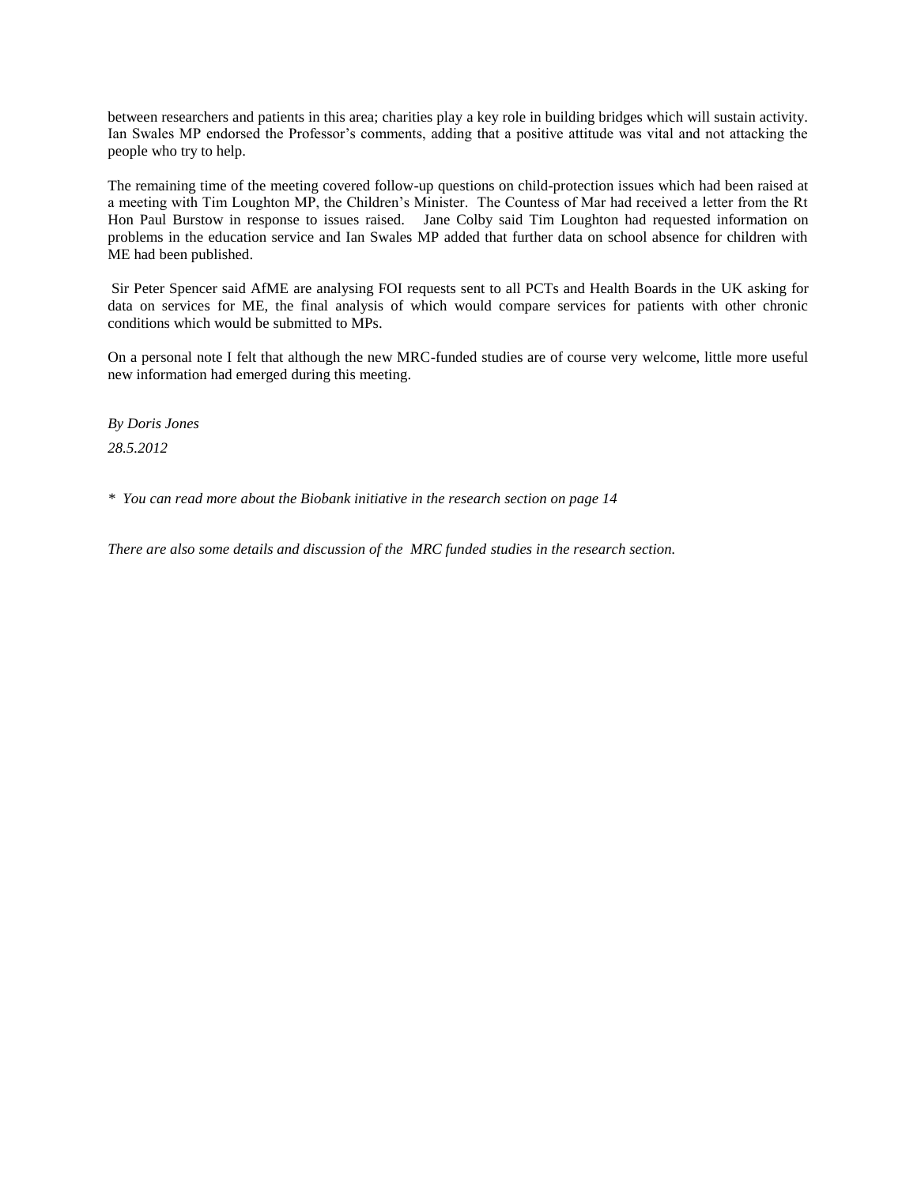between researchers and patients in this area; charities play a key role in building bridges which will sustain activity. Ian Swales MP endorsed the Professor's comments, adding that a positive attitude was vital and not attacking the people who try to help.

The remaining time of the meeting covered follow-up questions on child-protection issues which had been raised at a meeting with Tim Loughton MP, the Children's Minister. The Countess of Mar had received a letter from the Rt Hon Paul Burstow in response to issues raised. Jane Colby said Tim Loughton had requested information on problems in the education service and Ian Swales MP added that further data on school absence for children with ME had been published.

Sir Peter Spencer said AfME are analysing FOI requests sent to all PCTs and Health Boards in the UK asking for data on services for ME, the final analysis of which would compare services for patients with other chronic conditions which would be submitted to MPs.

On a personal note I felt that although the new MRC-funded studies are of course very welcome, little more useful new information had emerged during this meeting.

*By Doris Jones*

*28.5.2012*

*\* You can read more about the Biobank initiative in the research section on page 14*

*There are also some details and discussion of the MRC funded studies in the research section.*